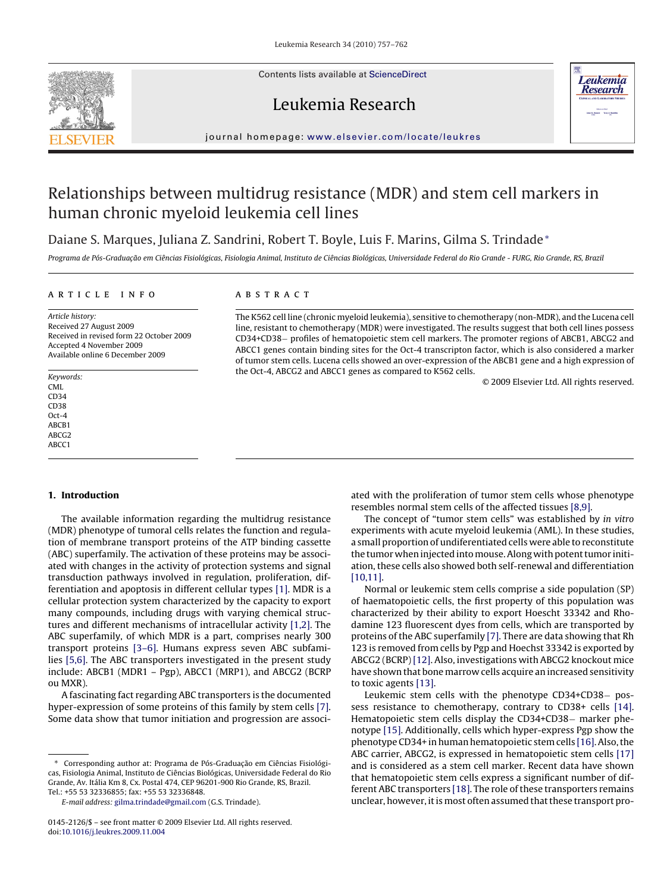# Relationships between multidrug resistance (MDR) and stem cell markers in human chronic myeloid leukemia cell lines

Daiane S. Marques, Juliana Z. Sandrini, Robert T. Boyle, Luis F. Marins, Gilma S. Trindade*

*Programa de Pós-Graduação em Ciências Fisiológicas, Fisiologia Animal, Instituto de Ciências Biológicas, Universidade Federal do Rio Grande - FURG, Rio Grande, RS, Brazil*

## ARTICLE INFO

*Article history:*
Received 27 August 2009
Received in revised form 22 October 2009
Accepted 4 November 2009
Available online 6 December 2009

*Keywords:*
CML
CD34
CD38
Oct-4
ABCB1
ABCG2
ABCC1

## ABSTRACT

The K562 cell line (chronic myeloid leukemia), sensitive to chemotherapy (non-MDR), and the Lucena cell line, resistant to chemotherapy (MDR) were investigated. The results suggest that both cell lines possess CD34+CD38− profiles of hematopoietic stem cell markers. The promoter regions of ABCB1, ABCG2 and ABCC1 genes contain binding sites for the Oct-4 transcripton factor, which is also considered a marker of tumor stem cells. Lucena cells showed an over-expression of the ABCB1 gene and a high expression of the Oct-4, ABCG2 and ABCC1 genes as compared to K562 cells.

© 2009 Elsevier Ltd. All rights reserved.

## 1. Introduction

The available information regarding the multidrug resistance (MDR) phenotype of tumoral cells relates the function and regulation of membrane transport proteins of the ATP binding cassette (ABC) superfamily. The activation of these proteins may be associated with changes in the activity of protection systems and signal transduction pathways involved in regulation, proliferation, differentiation and apoptosis in different cellular types [1]. MDR is a cellular protection system characterized by the capacity to export many compounds, including drugs with varying chemical structures and different mechanisms of intracellular activity [1,2]. The ABC superfamily, of which MDR is a part, comprises nearly 300 transport proteins [3–6]. Humans express seven ABC subfamilies [5,6]. The ABC transporters investigated in the present study include: ABCB1 (MDR1 – Pgp), ABCC1 (MRP1), and ABCG2 (BCRP ou MXR).

A fascinating fact regarding ABC transporters is the documented hyper-expression of some proteins of this family by stem cells [7]. Some data show that tumor initiation and progression are associated with the proliferation of tumor stem cells whose phenotype resembles normal stem cells of the affected tissues [8,9].

The concept of "tumor stem cells" was established by *in vitro* experiments with acute myeloid leukemia (AML). In these studies, a small proportion of undifferentiated cells were able to reconstitute the tumor when injected into mouse. Along with potent tumor initiation, these cells also showed both self-renewal and differentiation [10,11].

Normal or leukemic stem cells comprise a side population (SP) of haematopoietic cells, the first property of this population was characterized by their ability to export Hoescht 33342 and Rhodamine 123 fluorescent dyes from cells, which are transported by proteins of the ABC superfamily [7]. There are data showing that Rh 123 is removed from cells by Pgp and Hoechst 33342 is exported by ABCG2 (BCRP) [12]. Also, investigations with ABCG2 knockout mice have shown that bone marrow cells acquire an increased sensitivity to toxic agents [13].

Leukemic stem cells with the phenotype CD34+CD38− possess resistance to chemotherapy, contrary to CD38+ cells [14]. Hematopoietic stem cells display the CD34+CD38− marker phenotype [15]. Additionally, cells which hyper-express Pgp show the phenotype CD34+ in human hematopoietic stem cells [16]. Also, the ABC carrier, ABCG2, is expressed in hematopoietic stem cells [17] and is considered as a stem cell marker. Recent data have shown that hematopoietic stem cells express a significant number of different ABC transporters [18]. The role of these transporters remains unclear, however, it is most often assumed that these transport pro-

---

* Corresponding author at: Programa de Pós-Graduação em Ciências Fisiológicas, Fisiologia Animal, Instituto de Ciências Biológicas, Universidade Federal do Rio Grande, Av. Itália Km 8, Cx. Postal 474, CEP 96201-900 Rio Grande, RS, Brazil. Tel.: +55 53 32336855; fax: +55 53 32336848.

*E-mail address:* gilma.trindade@gmail.com (G.S. Trindade).

0145-2126/$ – see front matter © 2009 Elsevier Ltd. All rights reserved.
doi:10.1016/j.leukres.2009.11.004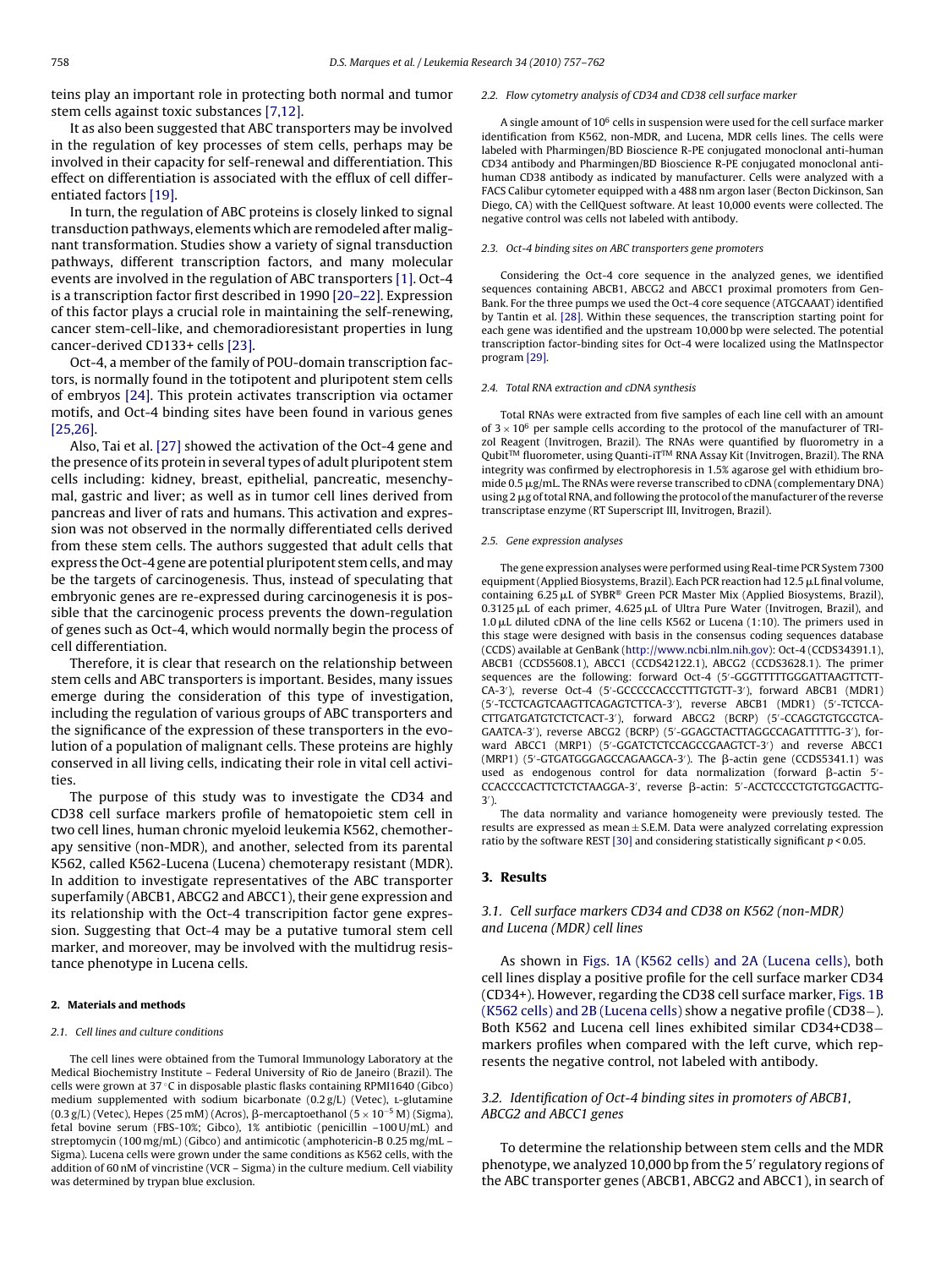teins play an important role in protecting both normal and tumor stem cells against toxic substances [7,12].

It as also been suggested that ABC transporters may be involved in the regulation of key processes of stem cells, perhaps may be involved in their capacity for self-renewal and differentiation. This effect on differentiation is associated with the efflux of cell differentiated factors [19].

In turn, the regulation of ABC proteins is closely linked to signal transduction pathways, elements which are remodeled after malignant transformation. Studies show a variety of signal transduction pathways, different transcription factors, and many molecular events are involved in the regulation of ABC transporters [1]. Oct-4 is a transcription factor first described in 1990 [20–22]. Expression of this factor plays a crucial role in maintaining the self-renewing, cancer stem-cell-like, and chemoradioresistant properties in lung cancer-derived CD133+ cells [23].

Oct-4, a member of the family of POU-domain transcription factors, is normally found in the totipotent and pluripotent stem cells of embryos [24]. This protein activates transcription via octamer motifs, and Oct-4 binding sites have been found in various genes [25,26].

Also, Tai et al. [27] showed the activation of the Oct-4 gene and the presence of its protein in several types of adult pluripotent stem cells including: kidney, breast, epithelial, pancreatic, mesenchymal, gastric and liver; as well as in tumor cell lines derived from pancreas and liver of rats and humans. This activation and expression was not observed in the normally differentiated cells derived from these stem cells. The authors suggested that adult cells that express the Oct-4 gene are potential pluripotent stem cells, and may be the targets of carcinogenesis. Thus, instead of speculating that embryonic genes are re-expressed during carcinogenesis it is possible that the carcinogenic process prevents the down-regulation of genes such as Oct-4, which would normally begin the process of cell differentiation.

Therefore, it is clear that research on the relationship between stem cells and ABC transporters is important. Besides, many issues emerge during the consideration of this type of investigation, including the regulation of various groups of ABC transporters and the significance of the expression of these transporters in the evolution of a population of malignant cells. These proteins are highly conserved in all living cells, indicating their role in vital cell activities.

The purpose of this study was to investigate the CD34 and CD38 cell surface markers profile of hematopoietic stem cell in two cell lines, human chronic myeloid leukemia K562, chemotherapy sensitive (non-MDR), and another, selected from its parental K562, called K562-Lucena (Lucena) chemoterapy resistant (MDR). In addition to investigate representatives of the ABC transporter superfamily (ABCB1, ABCG2 and ABCC1), their gene expression and its relationship with the Oct-4 transcripition factor gene expression. Suggesting that Oct-4 may be a putative tumoral stem cell marker, and moreover, may be involved with the multidrug resistance phenotype in Lucena cells.

## 2. Materials and methods

### 2.1. Cell lines and culture conditions

The cell lines were obtained from the Tumoral Immunology Laboratory at the Medical Biochemistry Institute – Federal University of Rio de Janeiro (Brazil). The cells were grown at 37 °C in disposable plastic flasks containing RPMI1640 (Gibco) medium supplemented with sodium bicarbonate (0.2 g/L) (Vetec), L-glutamine (0.3 g/L) (Vetec), Hepes (25 mM) (Acros), β-mercaptoethanol ($5 \times 10^{-5}$ M) (Sigma), fetal bovine serum (FBS-10%; Gibco), 1% antibiotic (penicillin –100 U/mL) and streptomycin (100 mg/mL) (Gibco) and antimicotic (amphotericin-B 0.25 mg/mL – Sigma). Lucena cells were grown under the same conditions as K562 cells, with the addition of 60 nM of vincristine (VCR – Sigma) in the culture medium. Cell viability was determined by trypan blue exclusion.

### 2.2. Flow cytometry analysis of CD34 and CD38 cell surface marker

A single amount of $10^6$ cells in suspension were used for the cell surface marker identification from K562, non-MDR, and Lucena, MDR cells lines. The cells were labeled with Pharmingen/BD Bioscience R-PE conjugated monoclonal anti-human CD34 antibody and Pharmingen/BD Bioscience R-PE conjugated monoclonal anti-human CD38 antibody as indicated by manufacturer. Cells were analyzed with a FACS Calibur cytometer equipped with a 488 nm argon laser (Becton Dickinson, San Diego, CA) with the CellQuest software. At least 10,000 events were collected. The negative control was cells not labeled with antibody.

### 2.3. Oct-4 binding sites on ABC transporters gene promoters

Considering the Oct-4 core sequence in the analyzed genes, we identified sequences containing ABCB1, ABCG2 and ABCC1 proximal promoters from GenBank. For the three pumps we used the Oct-4 core sequence (ATGCAAAT) identified by Tantin et al. [28]. Within these sequences, the transcription starting point for each gene was identified and the upstream 10,000 bp were selected. The potential transcription factor-binding sites for Oct-4 were localized using the MatInspector program [29].

### 2.4. Total RNA extraction and cDNA synthesis

Total RNAs were extracted from five samples of each line cell with an amount of $3 \times 10^6$ per sample cells according to the protocol of the manufacturer of TRIzol Reagent (Invitrogen, Brazil). The RNAs were quantified by fluorometry in a Qubit™ fluorometer, using Quanti-iT™ RNA Assay Kit (Invitrogen, Brazil). The RNA integrity was confirmed by electrophoresis in 1.5% agarose gel with ethidium bromide 0.5 μg/mL. The RNAs were reverse transcribed to cDNA (complementary DNA) using 2 μg of total RNA, and following the protocol of the manufacturer of the reverse transcriptase enzyme (RT Superscript III, Invitrogen, Brazil).

### 2.5. Gene expression analyses

The gene expression analyses were performed using Real-time PCR System 7300 equipment (Applied Biosystems, Brazil). Each PCR reaction had 12.5 μL final volume, containing 6.25 μL of SYBR® Green PCR Master Mix (Applied Biosystems, Brazil), 0.3125 μL of each primer, 4.625 μL of Ultra Pure Water (Invitrogen, Brazil), and 1.0 μL diluted cDNA of the line cells K562 or Lucena (1:10). The primers used in this stage were designed with basis in the consensus coding sequences database (CCDS) available at GenBank (http://www.ncbi.nlm.nih.gov): Oct-4 (CCDS34391.1), ABCB1 (CCDS5608.1), ABCC1 (CCDS42122.1), ABCG2 (CCDS3628.1). The primer sequences are the following: forward Oct-4 (5′-GGGTTTTTGGGATTAAGTTCTTCA-3′), reverse Oct-4 (5′-GCCCCCACCCTTTGTGTT-3′), forward ABCB1 (MDR1) (5′-TCCTCAGTCAAGTTCAGAGTCTTCA-3′), reverse ABCB1 (MDR1) (5′-TCTCCACTTGATGATGTCTCTCACT-3′), forward ABCG2 (BCRP) (5′-CCAGGTGTGCGTCAGAATCA-3′), reverse ABCG2 (BCRP) (5′-GGAGCTACTTAGGCCAGATTTTTG-3′), forward ABCC1 (MRP1) (5′-GGATCTCTCCAGCCGAAGTCT-3′) and reverse ABCC1 (MRP1) (5′-GTGATGGGAGCCAGAAGCA-3′). The β-actin gene (CCDS5341.1) was used as endogenous control for data normalization (forward β-actin 5′-CCACCCCACTTCTCTCTAAGGA-3′, reverse β-actin: 5′-ACCTCCCCTGTGTGGACTTG-3′).

The data normality and variance homogeneity were previously tested. The results are expressed as mean ± S.E.M. Data were analyzed correlating expression ratio by the software REST [30] and considering statistically significant $p < 0.05$.

## 3. Results

### 3.1. Cell surface markers CD34 and CD38 on K562 (non-MDR) and Lucena (MDR) cell lines

As shown in Figs. 1A (K562 cells) and 2A (Lucena cells), both cell lines display a positive profile for the cell surface marker CD34 (CD34+). However, regarding the CD38 cell surface marker, Figs. 1B (K562 cells) and 2B (Lucena cells) show a negative profile (CD38−). Both K562 and Lucena cell lines exhibited similar CD34+CD38− markers profiles when compared with the left curve, which represents the negative control, not labeled with antibody.

### 3.2. Identification of Oct-4 binding sites in promoters of ABCB1, ABCG2 and ABCC1 genes

To determine the relationship between stem cells and the MDR phenotype, we analyzed 10,000 bp from the 5′ regulatory regions of the ABC transporter genes (ABCB1, ABCG2 and ABCC1), in search of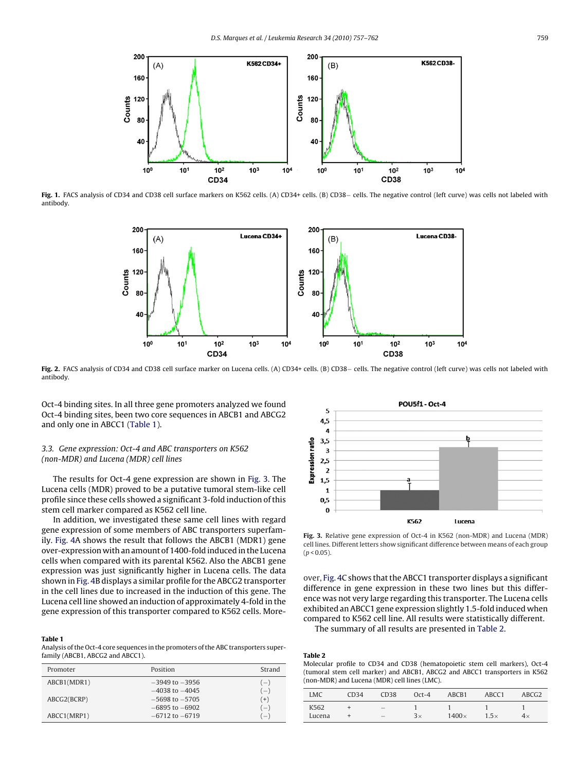Fig. 1. FACS analysis of CD34 and CD38 cell surface markers on K562 cells. (A) CD34+ cells. (B) CD38− cells. The negative control (left curve) was cells not labeled with antibody.

Fig. 2. FACS analysis of CD34 and CD38 cell surface marker on Lucena cells. (A) CD34+ cells. (B) CD38− cells. The negative control (left curve) was cells not labeled with antibody.

Oct-4 binding sites. In all three gene promoters analyzed we found Oct-4 binding sites, been two core sequences in ABCB1 and ABCG2 and only one in ABCC1 (Table 1).

### 3.3. Gene expression: Oct-4 and ABC transporters on K562 (non-MDR) and Lucena (MDR) cell lines

The results for Oct-4 gene expression are shown in Fig. 3. The Lucena cells (MDR) proved to be a putative tumoral stem-like cell profile since these cells showed a significant 3-fold induction of this stem cell marker compared as K562 cell line.

In addition, we investigated these same cell lines with regard gene expression of some members of ABC transporters superfamily. Fig. 4A shows the result that follows the ABCB1 (MDR1) gene over-expression with an amount of 1400-fold induced in the Lucena cells when compared with its parental K562. Also the ABCB1 gene expression was just significantly higher in Lucena cells. The data shown in Fig. 4B displays a similar profile for the ABCG2 transporter in the cell lines due to increased in the induction of this gene. The Lucena cell line showed an induction of approximately 4-fold in the gene expression of this transporter compared to K562 cells. Moreover, Fig. 4C shows that the ABCC1 transporter displays a significant difference in gene expression in these two lines but this difference was not very large regarding this transporter. The Lucena cells exhibited an ABCC1 gene expression slightly 1.5-fold induced when compared to K562 cell line. All results were statistically different.

The summary of all results are presented in Table 2.

Fig. 3. Relative gene expression of Oct-4 in K562 (non-MDR) and Lucena (MDR) cell lines. Different letters show significant difference between means of each group ($p < 0.05$).

**Table 1**
Analysis of the Oct-4 core sequences in the promoters of the ABC transporters superfamily (ABCB1, ABCG2 and ABCC1).

| Promoter | Position | Strand |
|---|---|---|
| ABCB1(MDR1) | −3949 to −3956 | (−) |
| | −4038 to −4045 | (−) |
| ABCG2(BCRP) | −5698 to −5705 | (+) |
| | −6895 to −6902 | (−) |
| ABCC1(MRP1) | −6712 to −6719 | (−) |

**Table 2**
Molecular profile to CD34 and CD38 (hematopoietic stem cell markers), Oct-4 (tumoral stem cell marker) and ABCB1, ABCG2 and ABCC1 transporters in K562 (non-MDR) and Lucena (MDR) cell lines (LMC).

| LMC | CD34 | CD38 | Oct-4 | ABCB1 | ABCC1 | ABCG2 |
|---|---|---|---|---|---|---|
| K562 | + | – | 1 | 1 | 1 | 1 |
| Lucena | + | – | 3× | 1400× | 1.5× | 4× |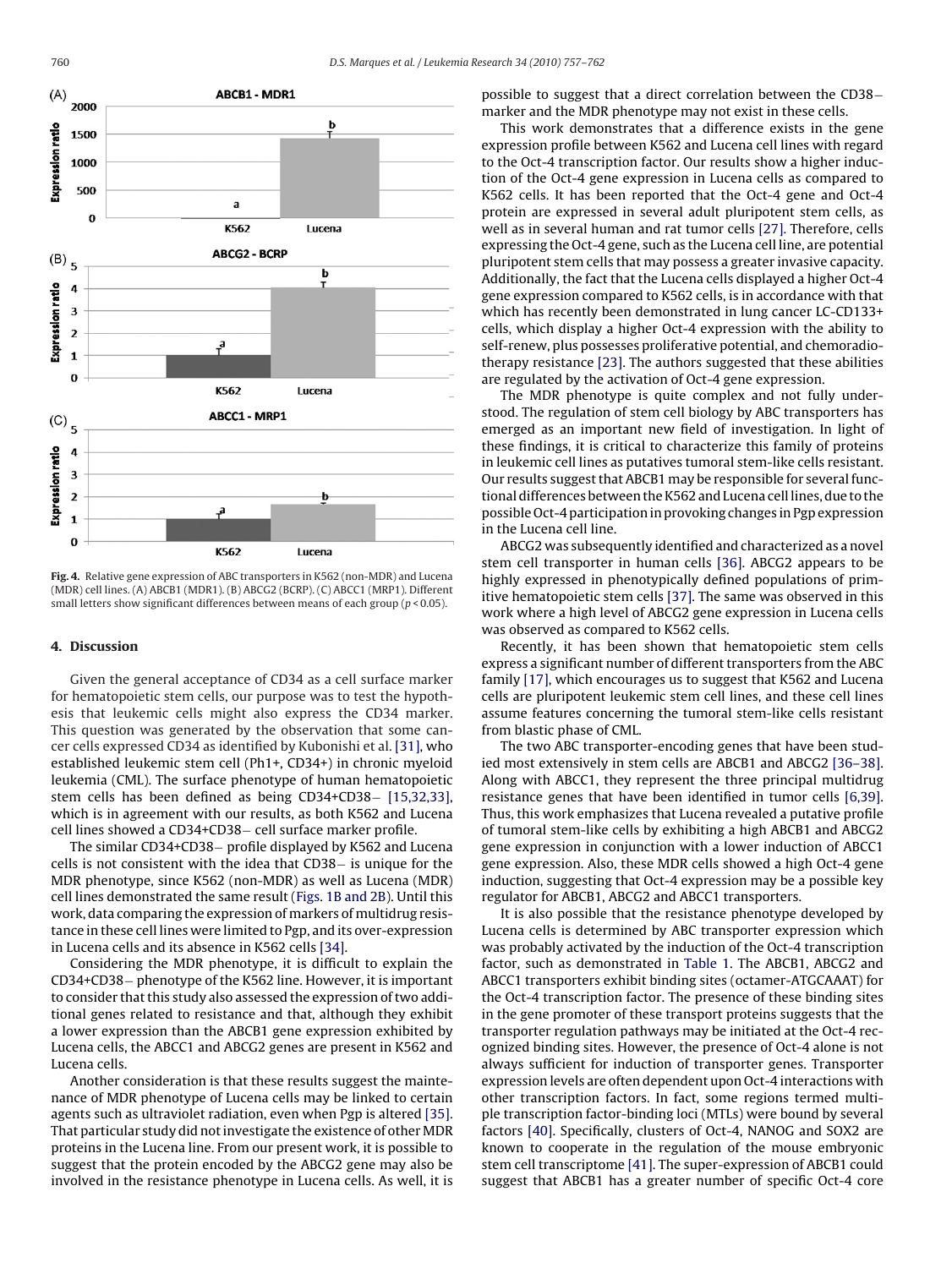**Fig. 4.** Relative gene expression of ABC transporters in K562 (non-MDR) and Lucena (MDR) cell lines. (A) ABCB1 (MDR1). (B) ABCG2 (BCRP). (C) ABCC1 (MRP1). Different small letters show significant differences between means of each group ($p < 0.05$).

## 4. Discussion

Given the general acceptance of CD34 as a cell surface marker for hematopoietic stem cells, our purpose was to test the hypothesis that leukemic cells might also express the CD34 marker. This question was generated by the observation that some cancer cells expressed CD34 as identified by Kubonishi et al. [31], who established leukemic stem cell (Ph1+, CD34+) in chronic myeloid leukemia (CML). The surface phenotype of human hematopoietic stem cells has been defined as being CD34+CD38− [15,32,33], which is in agreement with our results, as both K562 and Lucena cell lines showed a CD34+CD38− cell surface marker profile.

The similar CD34+CD38− profile displayed by K562 and Lucena cells is not consistent with the idea that CD38− is unique for the MDR phenotype, since K562 (non-MDR) as well as Lucena (MDR) cell lines demonstrated the same result (Figs. 1B and 2B). Until this work, data comparing the expression of markers of multidrug resistance in these cell lines were limited to Pgp, and its over-expression in Lucena cells and its absence in K562 cells [34].

Considering the MDR phenotype, it is difficult to explain the CD34+CD38− phenotype of the K562 line. However, it is important to consider that this study also assessed the expression of two additional genes related to resistance and that, although they exhibit a lower expression than the ABCB1 gene expression exhibited by Lucena cells, the ABCC1 and ABCG2 genes are present in K562 and Lucena cells.

Another consideration is that these results suggest the maintenance of MDR phenotype of Lucena cells may be linked to certain agents such as ultraviolet radiation, even when Pgp is altered [35]. That particular study did not investigate the existence of other MDR proteins in the Lucena line. From our present work, it is possible to suggest that the protein encoded by the ABCG2 gene may also be involved in the resistance phenotype in Lucena cells. As well, it is possible to suggest that a direct correlation between the CD38− marker and the MDR phenotype may not exist in these cells.

This work demonstrates that a difference exists in the gene expression profile between K562 and Lucena cell lines with regard to the Oct-4 transcription factor. Our results show a higher induction of the Oct-4 gene expression in Lucena cells as compared to K562 cells. It has been reported that the Oct-4 gene and Oct-4 protein are expressed in several adult pluripotent stem cells, as well as in several human and rat tumor cells [27]. Therefore, cells expressing the Oct-4 gene, such as the Lucena cell line, are potential pluripotent stem cells that may possess a greater invasive capacity. Additionally, the fact that the Lucena cells displayed a higher Oct-4 gene expression compared to K562 cells, is in accordance with that which has recently been demonstrated in lung cancer LC-CD133+ cells, which display a higher Oct-4 expression with the ability to self-renew, plus possesses proliferative potential, and chemoradiotherapy resistance [23]. The authors suggested that these abilities are regulated by the activation of Oct-4 gene expression.

The MDR phenotype is quite complex and not fully understood. The regulation of stem cell biology by ABC transporters has emerged as an important new field of investigation. In light of these findings, it is critical to characterize this family of proteins in leukemic cell lines as putatives tumoral stem-like cells resistant. Our results suggest that ABCB1 may be responsible for several functional differences between the K562 and Lucena cell lines, due to the possible Oct-4 participation in provoking changes in Pgp expression in the Lucena cell line.

ABCG2 was subsequently identified and characterized as a novel stem cell transporter in human cells [36]. ABCG2 appears to be highly expressed in phenotypically defined populations of primitive hematopoietic stem cells [37]. The same was observed in this work where a high level of ABCG2 gene expression in Lucena cells was observed as compared to K562 cells.

Recently, it has been shown that hematopoietic stem cells express a significant number of different transporters from the ABC family [17], which encourages us to suggest that K562 and Lucena cells are pluripotent leukemic stem cell lines, and these cell lines assume features concerning the tumoral stem-like cells resistant from blastic phase of CML.

The two ABC transporter-encoding genes that have been studied most extensively in stem cells are ABCB1 and ABCG2 [36–38]. Along with ABCC1, they represent the three principal multidrug resistance genes that have been identified in tumor cells [6,39]. Thus, this work emphasizes that Lucena revealed a putative profile of tumoral stem-like cells by exhibiting a high ABCB1 and ABCG2 gene expression in conjunction with a lower induction of ABCC1 gene expression. Also, these MDR cells showed a high Oct-4 gene induction, suggesting that Oct-4 expression may be a possible key regulator for ABCB1, ABCG2 and ABCC1 transporters.

It is also possible that the resistance phenotype developed by Lucena cells is determined by ABC transporter expression which was probably activated by the induction of the Oct-4 transcription factor, such as demonstrated in Table 1. The ABCB1, ABCG2 and ABCC1 transporters exhibit binding sites (octamer-ATGCAAAT) for the Oct-4 transcription factor. The presence of these binding sites in the gene promoter of these transport proteins suggests that the transporter regulation pathways may be initiated at the Oct-4 recognized binding sites. However, the presence of Oct-4 alone is not always sufficient for induction of transporter genes. Transporter expression levels are often dependent upon Oct-4 interactions with other transcription factors. In fact, some regions termed multiple transcription factor-binding loci (MTLs) were bound by several factors [40]. Specifically, clusters of Oct-4, NANOG and SOX2 are known to cooperate in the regulation of the mouse embryonic stem cell transcriptome [41]. The super-expression of ABCB1 could suggest that ABCB1 has a greater number of specific Oct-4 core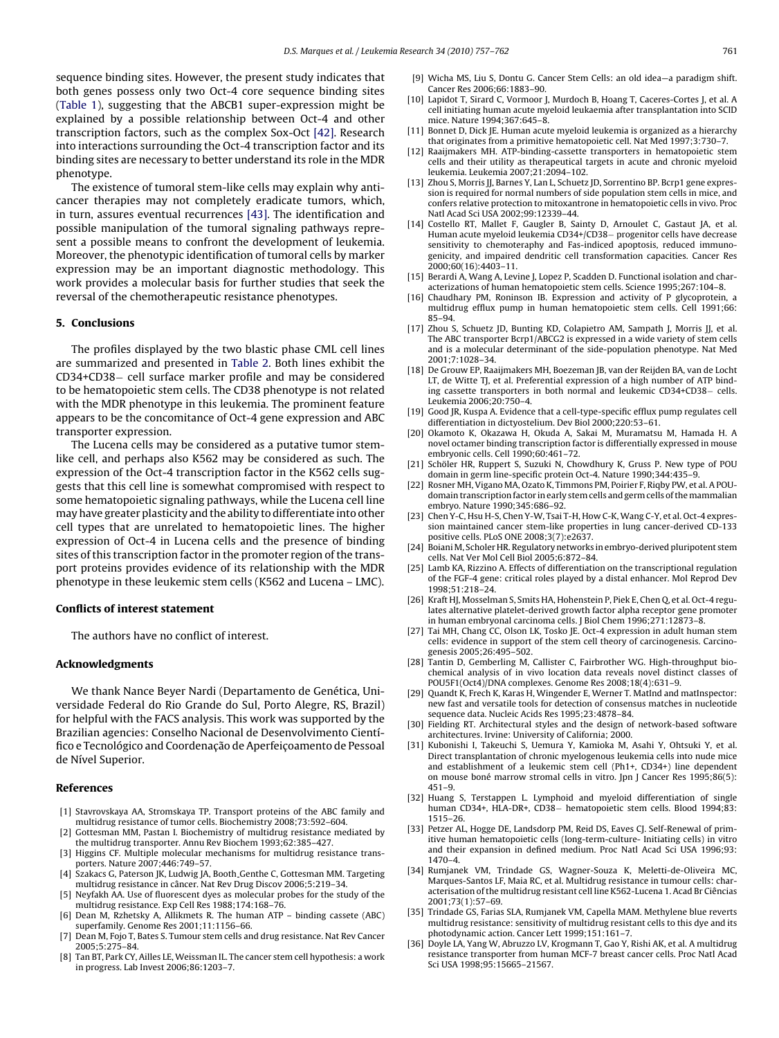sequence binding sites. However, the present study indicates that both genes possess only two Oct-4 core sequence binding sites (Table 1), suggesting that the ABCB1 super-expression might be explained by a possible relationship between Oct-4 and other transcription factors, such as the complex Sox-Oct [42]. Research into interactions surrounding the Oct-4 transcription factor and its binding sites are necessary to better understand its role in the MDR phenotype.

The existence of tumoral stem-like cells may explain why anticancer therapies may not completely eradicate tumors, which, in turn, assures eventual recurrences [43]. The identification and possible manipulation of the tumoral signaling pathways represent a possible means to confront the development of leukemia. Moreover, the phenotypic identification of tumoral cells by marker expression may be an important diagnostic methodology. This work provides a molecular basis for further studies that seek the reversal of the chemotherapeutic resistance phenotypes.

## 5. Conclusions

The profiles displayed by the two blastic phase CML cell lines are summarized and presented in Table 2. Both lines exhibit the CD34+CD38− cell surface marker profile and may be considered to be hematopoietic stem cells. The CD38 phenotype is not related with the MDR phenotype in this leukemia. The prominent feature appears to be the concomitance of Oct-4 gene expression and ABC transporter expression.

The Lucena cells may be considered as a putative tumor stem-like cell, and perhaps also K562 may be considered as such. The expression of the Oct-4 transcription factor in the K562 cells suggests that this cell line is somewhat compromised with respect to some hematopoietic signaling pathways, while the Lucena cell line may have greater plasticity and the ability to differentiate into other cell types that are unrelated to hematopoietic lines. The higher expression of Oct-4 in Lucena cells and the presence of binding sites of this transcription factor in the promoter region of the transport proteins provides evidence of its relationship with the MDR phenotype in these leukemic stem cells (K562 and Lucena – LMC).

## Conflicts of interest statement

The authors have no conflict of interest.

## Acknowledgments

We thank Nance Beyer Nardi (Departamento de Genética, Universidade Federal do Rio Grande do Sul, Porto Alegre, RS, Brazil) for helpful with the FACS analysis. This work was supported by the Brazilian agencies: Conselho Nacional de Desenvolvimento Científico e Tecnológico and Coordenação de Aperfeiçoamento de Pessoal de Nível Superior.

## References

[1] Stavrovskaya AA, Stromskaya TP. Transport proteins of the ABC family and multidrug resistance of tumor cells. Biochemistry 2008;73:592–604.

[2] Gottesman MM, Pastan I. Biochemistry of multidrug resistance mediated by the multidrug transporter. Annu Rev Biochem 1993;62:385–427.

[3] Higgins CF. Multiple molecular mechanisms for multidrug resistance transporters. Nature 2007;446:749–57.

[4] Szakacs G, Paterson JK, Ludwig JA, Booth_Genthe C, Gottesman MM. Targeting multidrug resistance in câncer. Nat Rev Drug Discov 2006;5:219–34.

[5] Neyfakh AA. Use of fluorescent dyes as molecular probes for the study of the multidrug resistance. Exp Cell Res 1988;174:168–76.

[6] Dean M, Rzhetsky A, Allikmets R. The human ATP – binding cassete (ABC) superfamily. Genome Res 2001;11:1156–66.

[7] Dean M, Fojo T, Bates S. Tumour stem cells and drug resistance. Nat Rev Cancer 2005;5:275–84.

[8] Tan BT, Park CY, Ailles LE, Weissman IL. The cancer stem cell hypothesis: a work in progress. Lab Invest 2006;86:1203–7.

[9] Wicha MS, Liu S, Dontu G. Cancer Stem Cells: an old idea—a paradigm shift. Cancer Res 2006;66:1883–90.

[10] Lapidot T, Sirard C, Vormoor J, Murdoch B, Hoang T, Caceres-Cortes J, et al. A cell initiating human acute myeloid leukaemia after transplantation into SCID mice. Nature 1994;367:645–8.

[11] Bonnet D, Dick JE. Human acute myeloid leukemia is organized as a hierarchy that originates from a primitive hematopoietic cell. Nat Med 1997;3:730–7.

[12] Raaijmakers MH. ATP-binding-cassette transporters in hematopoietic stem cells and their utility as therapeutical targets in acute and chronic myeloid leukemia. Leukemia 2007;21:2094–102.

[13] Zhou S, Morris JJ, Barnes Y, Lan L, Schuetz JD, Sorrentino BP. Bcrp1 gene expression is required for normal numbers of side population stem cells in mice, and confers relative protection to mitoxantrone in hematopoietic cells in vivo. Proc Natl Acad Sci USA 2002;99:12339–44.

[14] Costello RT, Mallet F, Gaugler B, Sainty D, Arnoulet C, Gastaut JA, et al. Human acute myeloid leukemia CD34+/CD38− progenitor cells have decrease sensitivity to chemotherapy and Fas-indiced apoptosis, reduced immunogenicity, and impaired dendritic cell transformation capacities. Cancer Res 2000;60(16):4403–11.

[15] Berardi A, Wang A, Levine J, Lopez P, Scadden D. Functional isolation and characterizations of human hematopoietic stem cells. Science 1995;267:104–8.

[16] Chaudhary PM, Roninson IB. Expression and activity of P glycoprotein, a multidrug efflux pump in human hematopoietic stem cells. Cell 1991;66: 85–94.

[17] Zhou S, Schuetz JD, Bunting KD, Colapietro AM, Sampath J, Morris JJ, et al. The ABC transporter Bcrp1/ABCG2 is expressed in a wide variety of stem cells and is a molecular determinant of the side-population phenotype. Nat Med 2001;7:1028–34.

[18] De Grouw EP, Raaijmakers MH, Boezeman JB, van der Reijden BA, van de Locht LT, de Witte TJ, et al. Preferential expression of a high number of ATP binding cassette transporters in both normal and leukemic CD34+CD38− cells. Leukemia 2006;20:750–4.

[19] Good JR, Kuspa A. Evidence that a cell-type-specific efflux pump regulates cell differentiation in dictyostelium. Dev Biol 2000;220:53–61.

[20] Okamoto K, Okazawa H, Okuda A, Sakai M, Muramatsu M, Hamada H. A novel octamer binding transcription factor is differentially expressed in mouse embryonic cells. Cell 1990;60:461–72.

[21] Schöler HR, Ruppert S, Suzuki N, Chowdhury K, Gruss P. New type of POU domain in germ line-specific protein Oct-4. Nature 1990;344:435–9.

[22] Rosner MH, Vigano MA, Ozato K, Timmons PM, Poirier F, Riqby PW, et al. A POU-domain transcription factor in early stem cells and germ cells of the mammalian embryo. Nature 1990;345:686–92.

[23] Chen Y-C, Hsu H-S, Chen Y-W, Tsai T-H, How C-K, Wang C-Y, et al. Oct-4 expression maintained cancer stem-like properties in lung cancer-derived CD-133 positive cells. PLoS ONE 2008;3(7):e2637.

[24] Boiani M, Scholer HR. Regulatory networks in embryo-derived pluripotent stem cells. Nat Ver Mol Cell Biol 2005;6:872–84.

[25] Lamb KA, Rizzino A. Effects of differentiation on the transcriptional regulation of the FGF-4 gene: critical roles played by a distal enhancer. Mol Reprod Dev 1998;51:218–24.

[26] Kraft HJ, Mosselman S, Smits HA, Hohenstein P, Piek E, Chen Q, et al. Oct-4 regulates alternative platelet-derived growth factor alpha receptor gene promoter in human embryonal carcinoma cells. J Biol Chem 1996;271:12873–8.

[27] Tai MH, Chang CC, Olson LK, Tosko JE. Oct-4 expression in adult human stem cells: evidence in support of the stem cell theory of carcinogenesis. Carcinogenesis 2005;26:495–502.

[28] Tantin D, Gemberling M, Callister C, Fairbrother WG. High-throughput biochemical analysis of in vivo location data reveals novel distinct classes of POU5F1(Oct4)/DNA complexes. Genome Res 2008;18(4):631–9.

[29] Quandt K, Frech K, Karas H, Wingender E, Werner T. MatInd and matInspector: new fast and versatile tools for detection of consensus matches in nucleotide sequence data. Nucleic Acids Res 1995;23:4878–84.

[30] Fielding RT. Architectural styles and the design of network-based software architectures. Irvine: University of California; 2000.

[31] Kubonishi I, Takeuchi S, Uemura Y, Kamioka M, Asahi Y, Ohtsuki Y, et al. Direct transplantation of chronic myelogenous leukemia cells into nude mice and establishment of a leukemic stem cell (Ph1+, CD34+) line dependent on mouse boné marrow stromal cells in vitro. Jpn J Cancer Res 1995;86(5): 451–9.

[32] Huang S, Terstappen L. Lymphoid and myeloid differentiation of single human CD34+, HLA-DR+, CD38− hematopoietic stem cells. Blood 1994;83: 1515–26.

[33] Petzer AL, Hogge DE, Landsdorp PM, Reid DS, Eaves CJ. Self-Renewal of primitive human hematopoietic cells (long-term-culture- Initiating cells) in vitro and their expansion in defined medium. Proc Natl Acad Sci USA 1996;93: 1470–4.

[34] Rumjanek VM, Trindade GS, Wagner-Souza K, Meletti-de-Oliveira MC, Marques-Santos LF, Maia RC, et al. Multidrug resistance in tumour cells: characterisation of the multidrug resistant cell line K562-Lucena 1. Acad Br Ciências 2001;73(1):57–69.

[35] Trindade GS, Farias SLA, Rumjanek VM, Capella MAM. Methylene blue reverts multidrug resistance: sensitivity of multidrug resistant cells to this dye and its photodynamic action. Cancer Lett 1999;151:161–7.

[36] Doyle LA, Yang W, Abruzzo LV, Krogmann T, Gao Y, Rishi AK, et al. A multidrug resistance transporter from human MCF-7 breast cancer cells. Proc Natl Acad Sci USA 1998;95:15665–21567.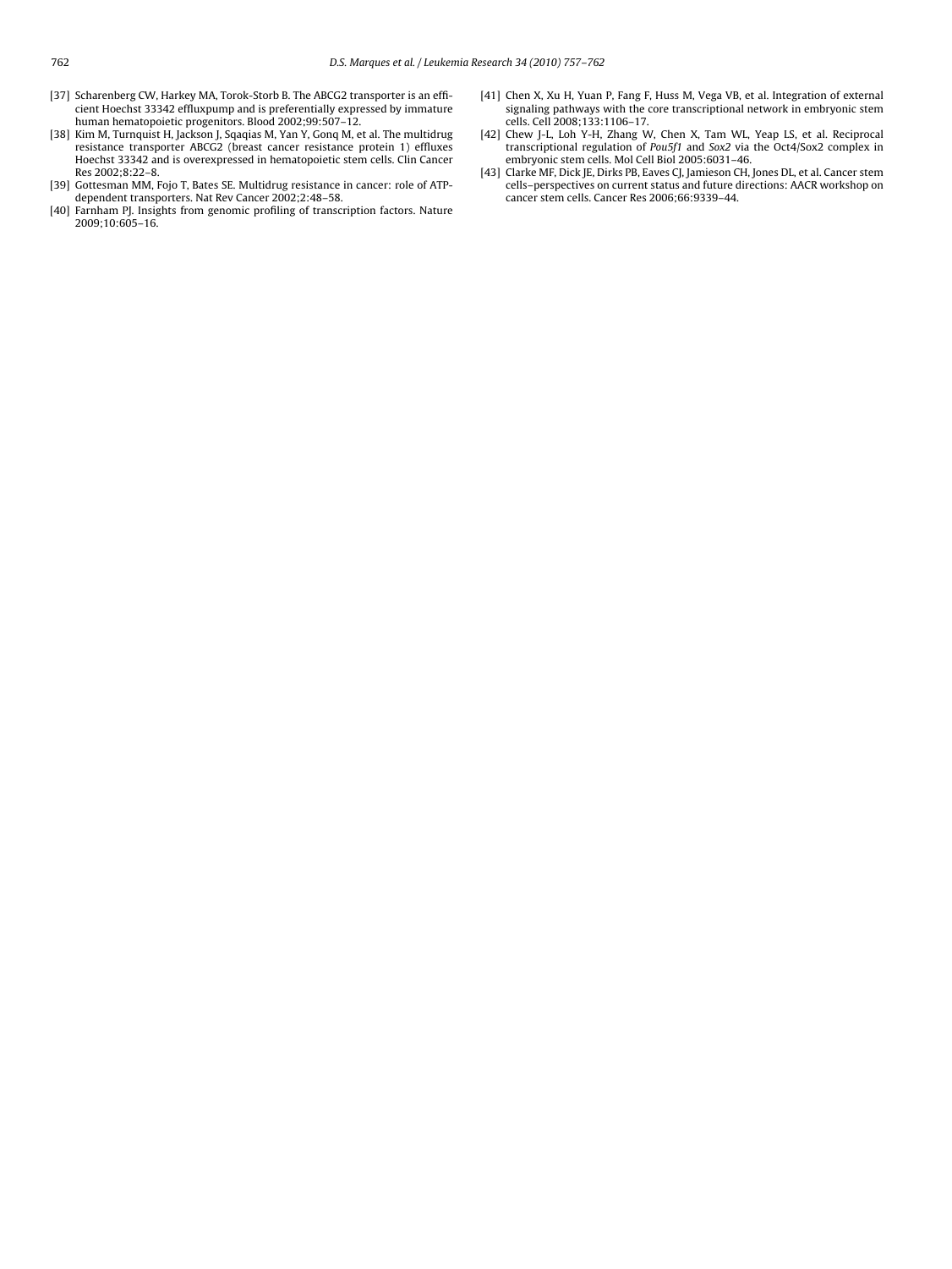[37] Scharenberg CW, Harkey MA, Torok-Storb B. The ABCG2 transporter is an efficient Hoechst 33342 effluxpump and is preferentially expressed by immature human hematopoietic progenitors. Blood 2002;99:507–12.

[38] Kim M, Turnquist H, Jackson J, Sqaqias M, Yan Y, Gonq M, et al. The multidrug resistance transporter ABCG2 (breast cancer resistance protein 1) effluxes Hoechst 33342 and is overexpressed in hematopoietic stem cells. Clin Cancer Res 2002;8:22–8.

[39] Gottesman MM, Fojo T, Bates SE. Multidrug resistance in cancer: role of ATP-dependent transporters. Nat Rev Cancer 2002;2:48–58.

[40] Farnham PJ. Insights from genomic profiling of transcription factors. Nature 2009;10:605–16.

[41] Chen X, Xu H, Yuan P, Fang F, Huss M, Vega VB, et al. Integration of external signaling pathways with the core transcriptional network in embryonic stem cells. Cell 2008;133:1106–17.

[42] Chew J-L, Loh Y-H, Zhang W, Chen X, Tam WL, Yeap LS, et al. Reciprocal transcriptional regulation of *Pou5f1* and *Sox2* via the Oct4/Sox2 complex in embryonic stem cells. Mol Cell Biol 2005:6031–46.

[43] Clarke MF, Dick JE, Dirks PB, Eaves CJ, Jamieson CH, Jones DL, et al. Cancer stem cells–perspectives on current status and future directions: AACR workshop on cancer stem cells. Cancer Res 2006;66:9339–44.